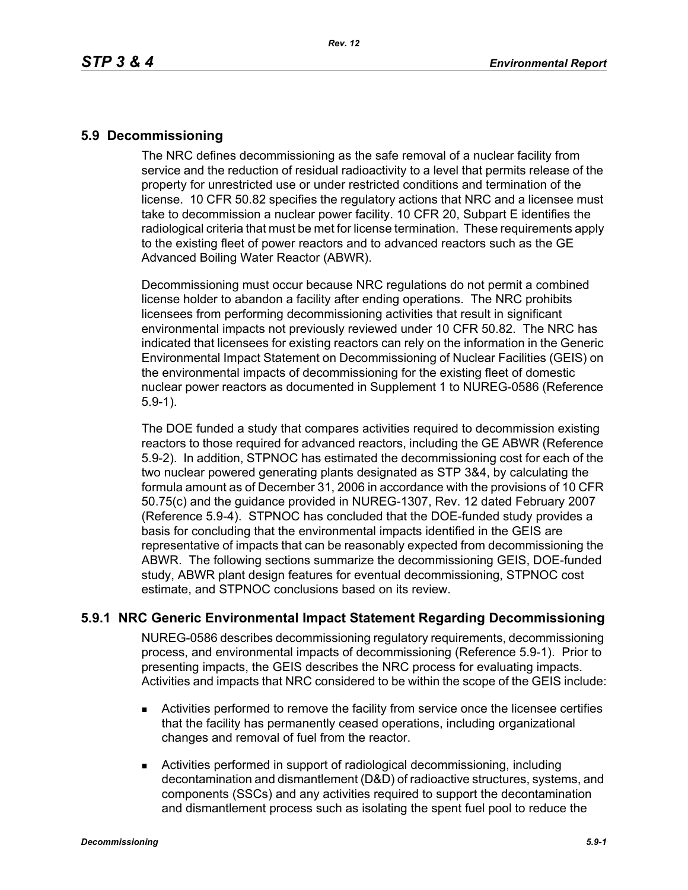## 5.9 Decommissioning

The NRC defines decommissioning as the safe removal of a nuclear facility from service and the reduction of residual radioactivity to a level that permits release of the property for unrestricted use or under restricted conditions and termination of the license. 10 CFR 50.82 specifies the regulatory actions that NRC and a licensee must take to decommission a nuclear power facility. 10 CFR 20, Subpart E identifies the radiological criteria that must be met for license termination. These requirements apply to the existing fleet of power reactors and to advanced reactors such as the GE Advanced Boiling Water Reactor (ABWR).

Decommissioning must occur because NRC regulations do not permit a combined license holder to abandon a facility after ending operations. The NRC prohibits licensees from performing decommissioning activities that result in significant environmental impacts not previously reviewed under 10 CFR 50.82. The NRC has indicated that licensees for existing reactors can rely on the information in the Generic Environmental Impact Statement on Decommissioning of Nuclear Facilities (GEIS) on the environmental impacts of decommissioning for the existing fleet of domestic nuclear power reactors as documented in Supplement 1 to NUREG-0586 (Reference 5.9-1).

The DOE funded a study that compares activities required to decommission existing reactors to those required for advanced reactors, including the GE ABWR (Reference 5.9-2). In addition, STPNOC has estimated the decommissioning cost for each of the two nuclear powered generating plants designated as STP 3&4, by calculating the formula amount as of December 31, 2006 in accordance with the provisions of 10 CFR 50.75(c) and the guidance provided in NUREG-1307, Rev. 12 dated February 2007 (Reference 5.9-4). STPNOC has concluded that the DOE-funded study provides a basis for concluding that the environmental impacts identified in the GEIS are representative of impacts that can be reasonably expected from decommissioning the ABWR. The following sections summarize the decommissioning GEIS, DOE-funded study, ABWR plant design features for eventual decommissioning, STPNOC cost estimate, and STPNOC conclusions based on its review.

### 5.9.1 NRC Generic Environmental Impact Statement Regarding Decommissioning

NUREG-0586 describes decommissioning regulatory requirements, decommissioning process, and environmental impacts of decommissioning (Reference 5.9-1). Prior to presenting impacts, the GEIS describes the NRC process for evaluating impacts. Activities and impacts that NRC considered to be within the scope of the GEIS include:

- Activities performed to remove the facility from service once the licensee certifies that the facility has permanently ceased operations, including organizational changes and removal of fuel from the reactor.
- Activities performed in support of radiological decommissioning, including decontamination and dismantlement (D&D) of radioactive structures, systems, and components (SSCs) and any activities required to support the decontamination and dismantlement process such as isolating the spent fuel pool to reduce the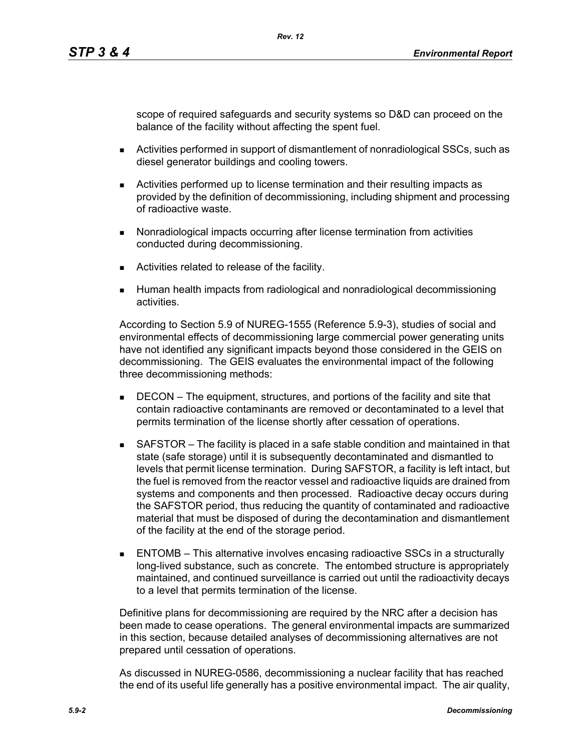scope of required safeguards and security systems so D&D can proceed on the balance of the facility without affecting the spent fuel.

- Activities performed in support of dismantlement of nonradiological SSCs, such as diesel generator buildings and cooling towers.
- Activities performed up to license termination and their resulting impacts as provided by the definition of decommissioning, including shipment and processing of radioactive waste.
- Nonradiological impacts occurring after license termination from activities conducted during decommissioning.
- Activities related to release of the facility.
- Human health impacts from radiological and nonradiological decommissioning activities.

According to Section 5.9 of NUREG-1555 (Reference 5.9-3), studies of social and environmental effects of decommissioning large commercial power generating units have not identified any significant impacts beyond those considered in the GEIS on decommissioning. The GEIS evaluates the environmental impact of the following three decommissioning methods:

- DECON – The equipment, structures, and portions of the facility and site that contain radioactive contaminants are removed or decontaminated to a level that permits termination of the license shortly after cessation of operations.
- SAFSTOR – The facility is placed in a safe stable condition and maintained in that state (safe storage) until it is subsequently decontaminated and dismantled to levels that permit license termination. During SAFSTOR, a facility is left intact, but the fuel is removed from the reactor vessel and radioactive liquids are drained from systems and components and then processed. Radioactive decay occurs during the SAFSTOR period, thus reducing the quantity of contaminated and radioactive material that must be disposed of during the decontamination and dismantlement of the facility at the end of the storage period.
- ENTOMB – This alternative involves encasing radioactive SSCs in a structurally long-lived substance, such as concrete. The entombed structure is appropriately maintained, and continued surveillance is carried out until the radioactivity decays to a level that permits termination of the license.

Definitive plans for decommissioning are required by the NRC after a decision has been made to cease operations. The general environmental impacts are summarized in this section, because detailed analyses of decommissioning alternatives are not prepared until cessation of operations.

As discussed in NUREG-0586, decommissioning a nuclear facility that has reached the end of its useful life generally has a positive environmental impact. The air quality,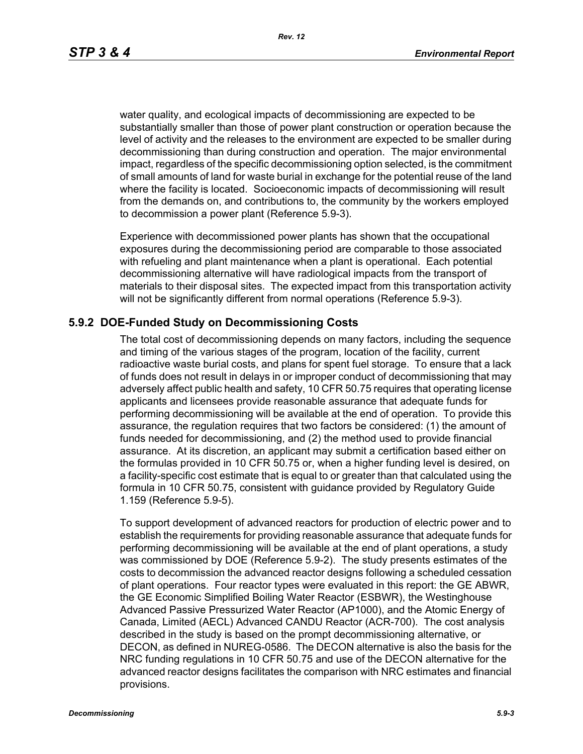water quality, and ecological impacts of decommissioning are expected to be substantially smaller than those of power plant construction or operation because the level of activity and the releases to the environment are expected to be smaller during decommissioning than during construction and operation. The major environmental impact, regardless of the specific decommissioning option selected, is the commitment of small amounts of land for waste burial in exchange for the potential reuse of the land where the facility is located. Socioeconomic impacts of decommissioning will result from the demands on, and contributions to, the community by the workers employed to decommission a power plant (Reference 5.9-3).

Experience with decommissioned power plants has shown that the occupational exposures during the decommissioning period are comparable to those associated with refueling and plant maintenance when a plant is operational. Each potential decommissioning alternative will have radiological impacts from the transport of materials to their disposal sites. The expected impact from this transportation activity will not be significantly different from normal operations (Reference 5.9-3).

## 5.9.2 DOE-Funded Study on Decommissioning Costs

The total cost of decommissioning depends on many factors, including the sequence and timing of the various stages of the program, location of the facility, current radioactive waste burial costs, and plans for spent fuel storage. To ensure that a lack of funds does not result in delays in or improper conduct of decommissioning that may adversely affect public health and safety, 10 CFR 50.75 requires that operating license applicants and licensees provide reasonable assurance that adequate funds for performing decommissioning will be available at the end of operation. To provide this assurance, the regulation requires that two factors be considered: (1) the amount of funds needed for decommissioning, and (2) the method used to provide financial assurance. At its discretion, an applicant may submit a certification based either on the formulas provided in 10 CFR 50.75 or, when a higher funding level is desired, on a facility-specific cost estimate that is equal to or greater than that calculated using the formula in 10 CFR 50.75, consistent with guidance provided by Regulatory Guide 1.159 (Reference 5.9-5).

To support development of advanced reactors for production of electric power and to establish the requirements for providing reasonable assurance that adequate funds for performing decommissioning will be available at the end of plant operations, a study was commissioned by DOE (Reference 5.9-2). The study presents estimates of the costs to decommission the advanced reactor designs following a scheduled cessation of plant operations. Four reactor types were evaluated in this report: the GE ABWR, the GE Economic Simplified Boiling Water Reactor (ESBWR), the Westinghouse Advanced Passive Pressurized Water Reactor (AP1000), and the Atomic Energy of Canada, Limited (AECL) Advanced CANDU Reactor (ACR-700). The cost analysis described in the study is based on the prompt decommissioning alternative, or DECON, as defined in NUREG-0586. The DECON alternative is also the basis for the NRC funding regulations in 10 CFR 50.75 and use of the DECON alternative for the advanced reactor designs facilitates the comparison with NRC estimates and financial provisions.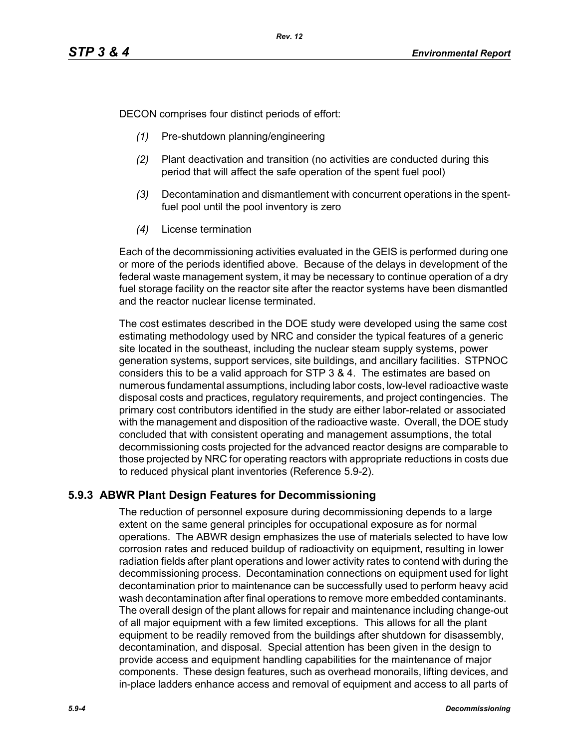DECON comprises four distinct periods of effort:

*(1)* Pre-shutdown planning/engineering

*(2)* Plant deactivation and transition (no activities are conducted during this period that will affect the safe operation of the spent fuel pool)

*(3)* Decontamination and dismantlement with concurrent operations in the spent-fuel pool until the pool inventory is zero

*(4)* License termination

Each of the decommissioning activities evaluated in the GEIS is performed during one or more of the periods identified above. Because of the delays in development of the federal waste management system, it may be necessary to continue operation of a dry fuel storage facility on the reactor site after the reactor systems have been dismantled and the reactor nuclear license terminated.

The cost estimates described in the DOE study were developed using the same cost estimating methodology used by NRC and consider the typical features of a generic site located in the southeast, including the nuclear steam supply systems, power generation systems, support services, site buildings, and ancillary facilities. STPNOC considers this to be a valid approach for STP 3 & 4. The estimates are based on numerous fundamental assumptions, including labor costs, low-level radioactive waste disposal costs and practices, regulatory requirements, and project contingencies. The primary cost contributors identified in the study are either labor-related or associated with the management and disposition of the radioactive waste. Overall, the DOE study concluded that with consistent operating and management assumptions, the total decommissioning costs projected for the advanced reactor designs are comparable to those projected by NRC for operating reactors with appropriate reductions in costs due to reduced physical plant inventories (Reference 5.9-2).

### 5.9.3 ABWR Plant Design Features for Decommissioning

The reduction of personnel exposure during decommissioning depends to a large extent on the same general principles for occupational exposure as for normal operations. The ABWR design emphasizes the use of materials selected to have low corrosion rates and reduced buildup of radioactivity on equipment, resulting in lower radiation fields after plant operations and lower activity rates to contend with during the decommissioning process. Decontamination connections on equipment used for light decontamination prior to maintenance can be successfully used to perform heavy acid wash decontamination after final operations to remove more embedded contaminants. The overall design of the plant allows for repair and maintenance including change-out of all major equipment with a few limited exceptions. This allows for all the plant equipment to be readily removed from the buildings after shutdown for disassembly, decontamination, and disposal. Special attention has been given in the design to provide access and equipment handling capabilities for the maintenance of major components. These design features, such as overhead monorails, lifting devices, and in-place ladders enhance access and removal of equipment and access to all parts of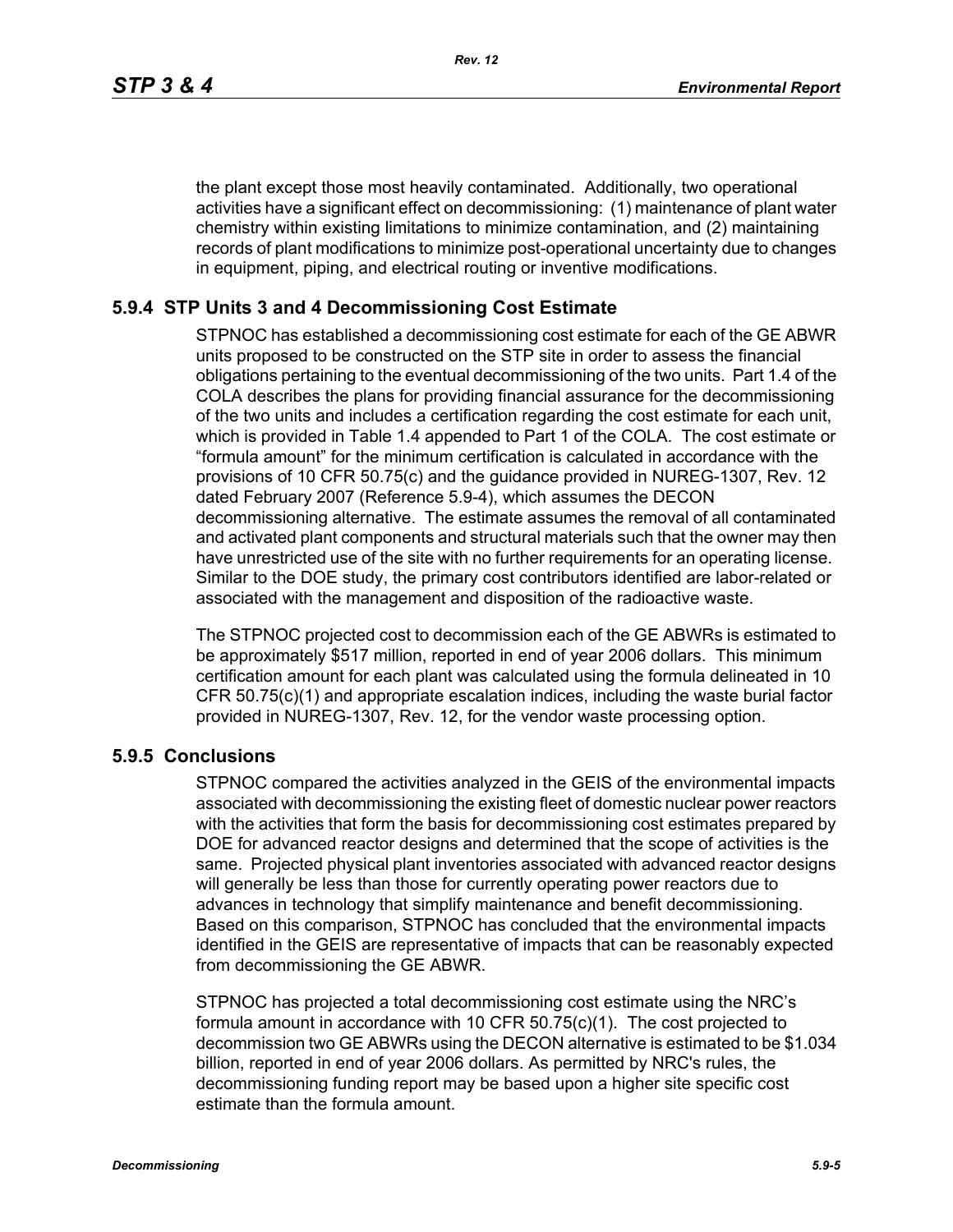the plant except those most heavily contaminated. Additionally, two operational activities have a significant effect on decommissioning: (1) maintenance of plant water chemistry within existing limitations to minimize contamination, and (2) maintaining records of plant modifications to minimize post-operational uncertainty due to changes in equipment, piping, and electrical routing or inventive modifications.

### 5.9.4 STP Units 3 and 4 Decommissioning Cost Estimate

STPNOC has established a decommissioning cost estimate for each of the GE ABWR units proposed to be constructed on the STP site in order to assess the financial obligations pertaining to the eventual decommissioning of the two units. Part 1.4 of the COLA describes the plans for providing financial assurance for the decommissioning of the two units and includes a certification regarding the cost estimate for each unit, which is provided in Table 1.4 appended to Part 1 of the COLA. The cost estimate or "formula amount" for the minimum certification is calculated in accordance with the provisions of 10 CFR 50.75(c) and the guidance provided in NUREG-1307, Rev. 12 dated February 2007 (Reference 5.9-4), which assumes the DECON decommissioning alternative. The estimate assumes the removal of all contaminated and activated plant components and structural materials such that the owner may then have unrestricted use of the site with no further requirements for an operating license. Similar to the DOE study, the primary cost contributors identified are labor-related or associated with the management and disposition of the radioactive waste.

The STPNOC projected cost to decommission each of the GE ABWRs is estimated to be approximately $517 million, reported in end of year 2006 dollars. This minimum certification amount for each plant was calculated using the formula delineated in 10 CFR 50.75(c)(1) and appropriate escalation indices, including the waste burial factor provided in NUREG-1307, Rev. 12, for the vendor waste processing option.

### 5.9.5 Conclusions

STPNOC compared the activities analyzed in the GEIS of the environmental impacts associated with decommissioning the existing fleet of domestic nuclear power reactors with the activities that form the basis for decommissioning cost estimates prepared by DOE for advanced reactor designs and determined that the scope of activities is the same. Projected physical plant inventories associated with advanced reactor designs will generally be less than those for currently operating power reactors due to advances in technology that simplify maintenance and benefit decommissioning. Based on this comparison, STPNOC has concluded that the environmental impacts identified in the GEIS are representative of impacts that can be reasonably expected from decommissioning the GE ABWR.

STPNOC has projected a total decommissioning cost estimate using the NRC's formula amount in accordance with 10 CFR 50.75(c)(1). The cost projected to decommission two GE ABWRs using the DECON alternative is estimated to be $1.034 billion, reported in end of year 2006 dollars. As permitted by NRC's rules, the decommissioning funding report may be based upon a higher site specific cost estimate than the formula amount.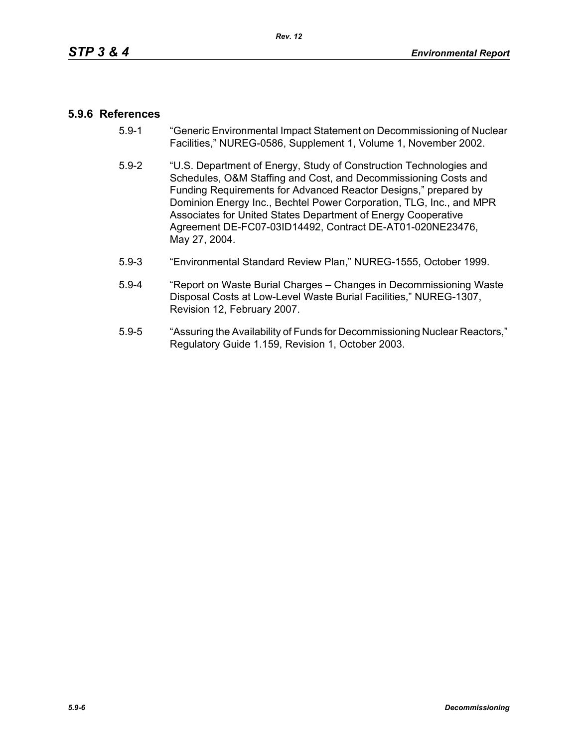### 5.9.6 References

5.9-1 "Generic Environmental Impact Statement on Decommissioning of Nuclear Facilities," NUREG-0586, Supplement 1, Volume 1, November 2002.

5.9-2 "U.S. Department of Energy, Study of Construction Technologies and Schedules, O&M Staffing and Cost, and Decommissioning Costs and Funding Requirements for Advanced Reactor Designs," prepared by Dominion Energy Inc., Bechtel Power Corporation, TLG, Inc., and MPR Associates for United States Department of Energy Cooperative Agreement DE-FC07-03ID14492, Contract DE-AT01-020NE23476, May 27, 2004.

5.9-3 "Environmental Standard Review Plan," NUREG-1555, October 1999.

5.9-4 "Report on Waste Burial Charges – Changes in Decommissioning Waste Disposal Costs at Low-Level Waste Burial Facilities," NUREG-1307, Revision 12, February 2007.

5.9-5 "Assuring the Availability of Funds for Decommissioning Nuclear Reactors," Regulatory Guide 1.159, Revision 1, October 2003.